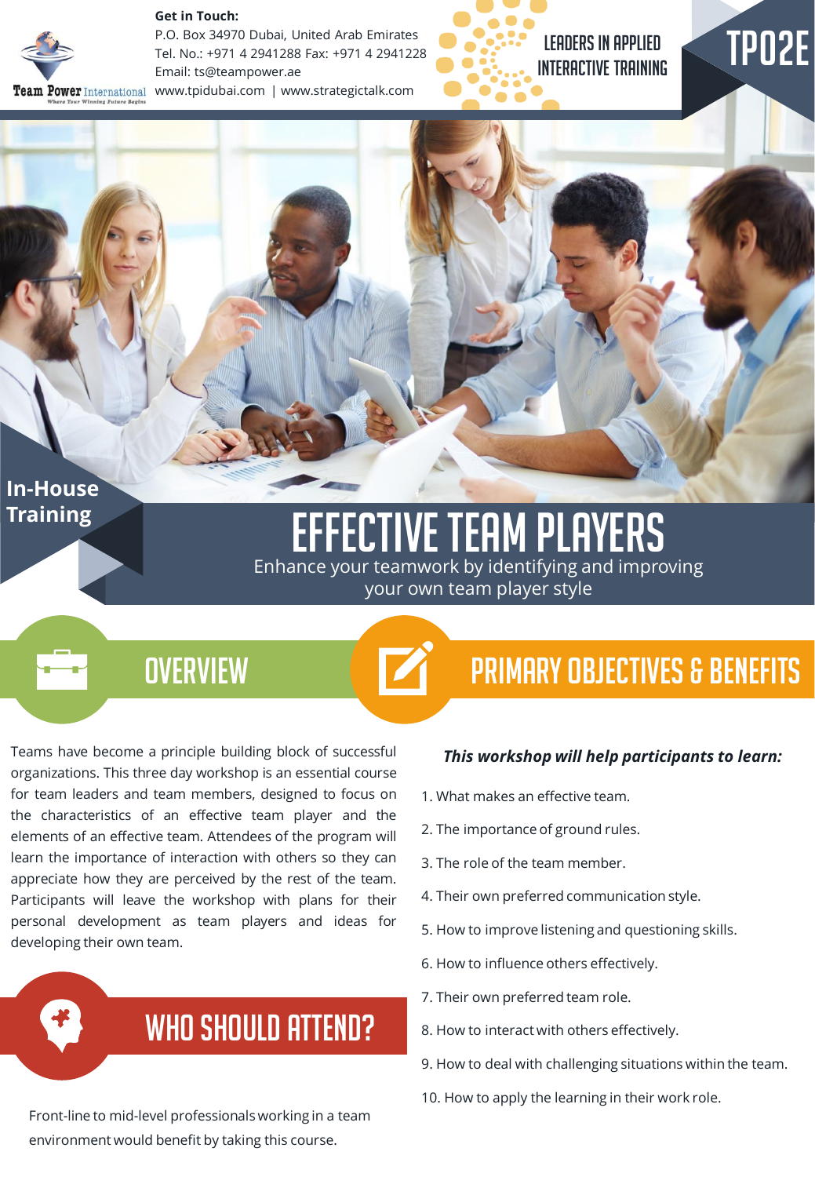**Get in Touch:**
P.O. Box 34970 Dubai, United Arab Emirates
Tel. No.: +971 4 2941288 Fax: +971 4 2941228
Email: ts@teampower.ae
www.tpidubai.com | www.strategictalk.com

Team Power International — Where Your Winning Future Begins

LEADERS IN APPLIED INTERACTIVE TRAINING

TP02E

In-House Training

# EFFECTIVE TEAM PLAYERS

Enhance your teamwork by identifying and improving your own team player style

## OVERVIEW

Teams have become a principle building block of successful organizations. This three day workshop is an essential course for team leaders and team members, designed to focus on the characteristics of an effective team player and the elements of an effective team. Attendees of the program will learn the importance of interaction with others so they can appreciate how they are perceived by the rest of the team. Participants will leave the workshop with plans for their personal development as team players and ideas for developing their own team.

## WHO SHOULD ATTEND?

Front-line to mid-level professionals working in a team environment would benefit by taking this course.

## PRIMARY OBJECTIVES & BENEFITS

***This workshop will help participants to learn:***

1. What makes an effective team.
2. The importance of ground rules.
3. The role of the team member.
4. Their own preferred communication style.
5. How to improve listening and questioning skills.
6. How to influence others effectively.
7. Their own preferred team role.
8. How to interact with others effectively.
9. How to deal with challenging situations within the team.
10. How to apply the learning in their work role.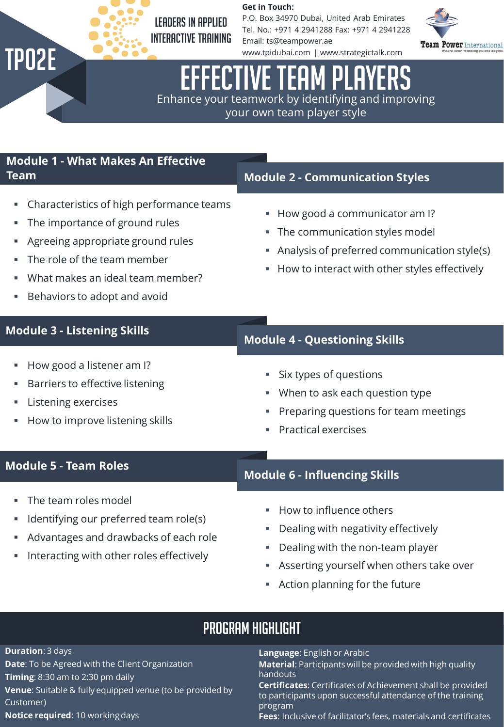TP02E

LEADERS IN APPLIED INTERACTIVE TRAINING

**Get in Touch:**
P.O. Box 34970 Dubai, United Arab Emirates
Tel. No.: +971 4 2941288 Fax: +971 4 2941228
Email: ts@teampower.ae
www.tpidubai.com | www.strategictalk.com

Team Power International
Where Your Winning Future Begins

# EFFECTIVE TEAM PLAYERS

Enhance your teamwork by identifying and improving your own team player style

## Module 1 - What Makes An Effective Team

- Characteristics of high performance teams
- The importance of ground rules
- Agreeing appropriate ground rules
- The role of the team member
- What makes an ideal team member?
- Behaviors to adopt and avoid

## Module 2 - Communication Styles

- How good a communicator am I?
- The communication styles model
- Analysis of preferred communication style(s)
- How to interact with other styles effectively

## Module 3 - Listening Skills

- How good a listener am I?
- Barriers to effective listening
- Listening exercises
- How to improve listening skills

## Module 4 - Questioning Skills

- Six types of questions
- When to ask each question type
- Preparing questions for team meetings
- Practical exercises

## Module 5 - Team Roles

- The team roles model
- Identifying our preferred team role(s)
- Advantages and drawbacks of each role
- Interacting with other roles effectively

## Module 6 - Influencing Skills

- How to influence others
- Dealing with negativity effectively
- Dealing with the non-team player
- Asserting yourself when others take over
- Action planning for the future

## PROGRAM HIGHLIGHT

**Duration**: 3 days
**Date**: To be Agreed with the Client Organization
**Timing**: 8:30 am to 2:30 pm daily
**Venue**: Suitable & fully equipped venue (to be provided by Customer)
**Notice required**: 10 working days

**Language**: English or Arabic
**Material**: Participants will be provided with high quality handouts
**Certificates**: Certificates of Achievement shall be provided to participants upon successful attendance of the training program
**Fees**: Inclusive of facilitator's fees, materials and certificates